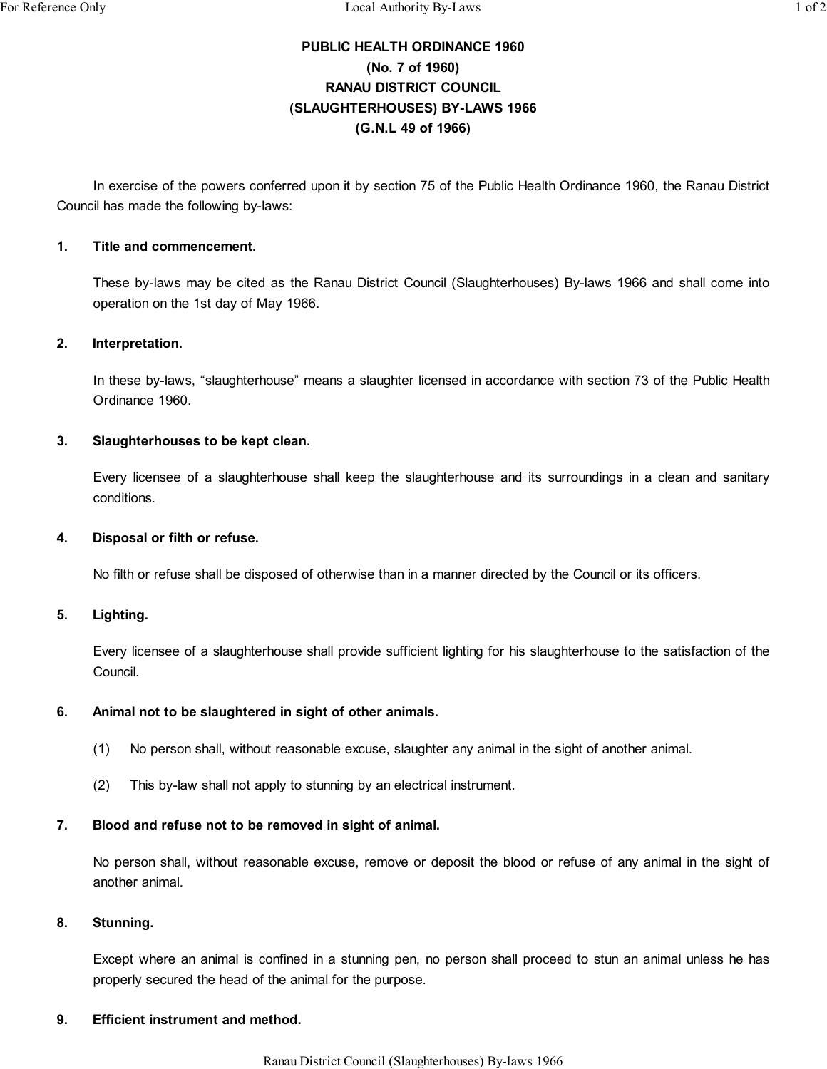**PUBLIC HEALTH ORDINANCE 1960**
**(No. 7 of 1960)**
**RANAU DISTRICT COUNCIL**
**(SLAUGHTERHOUSES) BY-LAWS 1966**
**(G.N.L 49 of 1966)**

In exercise of the powers conferred upon it by section 75 of the Public Health Ordinance 1960, the Ranau District Council has made the following by-laws:

**1. Title and commencement.**

These by-laws may be cited as the Ranau District Council (Slaughterhouses) By-laws 1966 and shall come into operation on the 1st day of May 1966.

**2. Interpretation.**

In these by-laws, "slaughterhouse" means a slaughter licensed in accordance with section 73 of the Public Health Ordinance 1960.

**3. Slaughterhouses to be kept clean.**

Every licensee of a slaughterhouse shall keep the slaughterhouse and its surroundings in a clean and sanitary conditions.

**4. Disposal or filth or refuse.**

No filth or refuse shall be disposed of otherwise than in a manner directed by the Council or its officers.

**5. Lighting.**

Every licensee of a slaughterhouse shall provide sufficient lighting for his slaughterhouse to the satisfaction of the Council.

**6. Animal not to be slaughtered in sight of other animals.**

(1) No person shall, without reasonable excuse, slaughter any animal in the sight of another animal.

(2) This by-law shall not apply to stunning by an electrical instrument.

**7. Blood and refuse not to be removed in sight of animal.**

No person shall, without reasonable excuse, remove or deposit the blood or refuse of any animal in the sight of another animal.

**8. Stunning.**

Except where an animal is confined in a stunning pen, no person shall proceed to stun an animal unless he has properly secured the head of the animal for the purpose.

**9. Efficient instrument and method.**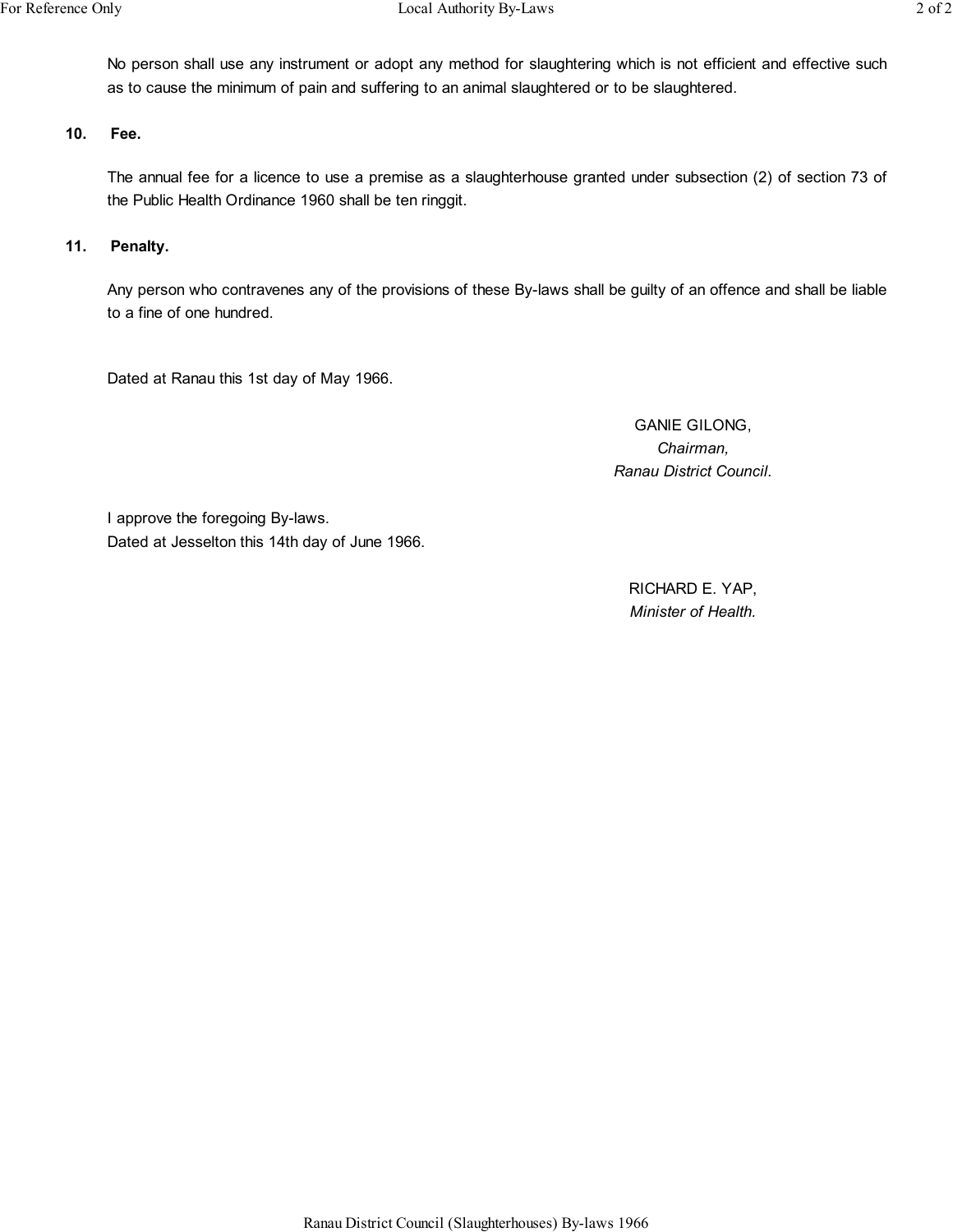No person shall use any instrument or adopt any method for slaughtering which is not efficient and effective such as to cause the minimum of pain and suffering to an animal slaughtered or to be slaughtered.

**10. Fee.**

The annual fee for a licence to use a premise as a slaughterhouse granted under subsection (2) of section 73 of the Public Health Ordinance 1960 shall be ten ringgit.

**11. Penalty.**

Any person who contravenes any of the provisions of these By-laws shall be guilty of an offence and shall be liable to a fine of one hundred.

Dated at Ranau this 1st day of May 1966.

GANIE GILONG,
*Chairman,*
*Ranau District Council.*

I approve the foregoing By-laws.
Dated at Jesselton this 14th day of June 1966.

RICHARD E. YAP,
*Minister of Health.*